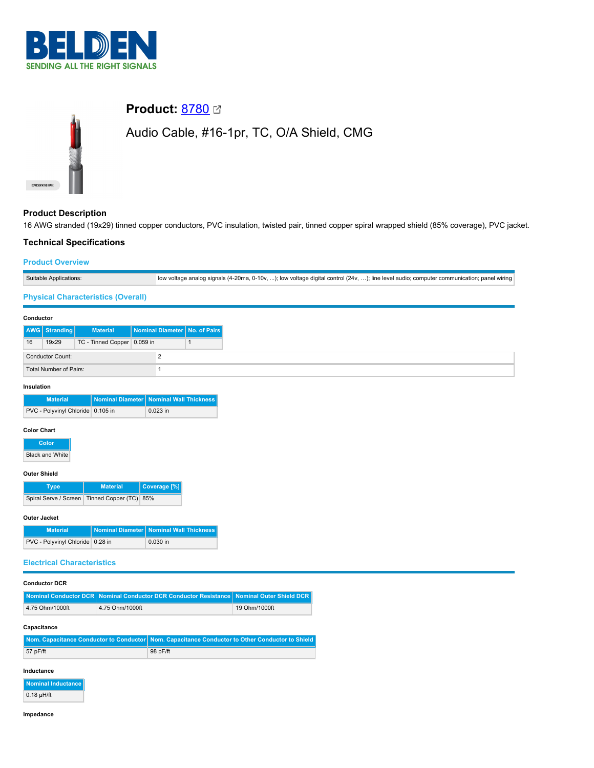# Product: 8780

Audio Cable, #16-1pr, TC, O/A Shield, CMG

## Product Description

16 AWG stranded (19x29) tinned copper conductors, PVC insulation, twisted pair, tinned copper spiral wrapped shield (85% coverage), PVC jacket.

## Technical Specifications

### Product Overview

| | |
|---|---|
| Suitable Applications: | low voltage analog signals (4-20ma, 0-10v, ...); low voltage digital control (24v, ...); line level audio; computer communication; panel wiring |

### Physical Characteristics (Overall)

#### Conductor

| AWG | Stranding | Material | Nominal Diameter | No. of Pairs |
|---|---|---|---|---|
| 16 | 19x29 | TC - Tinned Copper | 0.059 in | 1 |

| | |
|---|---|
| Conductor Count: | 2 |
| Total Number of Pairs: | 1 |

#### Insulation

| Material | Nominal Diameter | Nominal Wall Thickness |
|---|---|---|
| PVC - Polyvinyl Chloride | 0.105 in | 0.023 in |

#### Color Chart

| Color |
|---|
| Black and White |

#### Outer Shield

| Type | Material | Coverage [%] |
|---|---|---|
| Spiral Serve / Screen | Tinned Copper (TC) | 85% |

#### Outer Jacket

| Material | Nominal Diameter | Nominal Wall Thickness |
|---|---|---|
| PVC - Polyvinyl Chloride | 0.28 in | 0.030 in |

### Electrical Characteristics

#### Conductor DCR

| Nominal Conductor DCR | Nominal Conductor DCR Conductor Resistance | Nominal Outer Shield DCR |
|---|---|---|
| 4.75 Ohm/1000ft | 4.75 Ohm/1000ft | 19 Ohm/1000ft |

#### Capacitance

| Nom. Capacitance Conductor to Conductor | Nom. Capacitance Conductor to Other Conductor to Shield |
|---|---|
| 57 pF/ft | 98 pF/ft |

#### Inductance

| Nominal Inductance |
|---|
| 0.18 µH/ft |

#### Impedance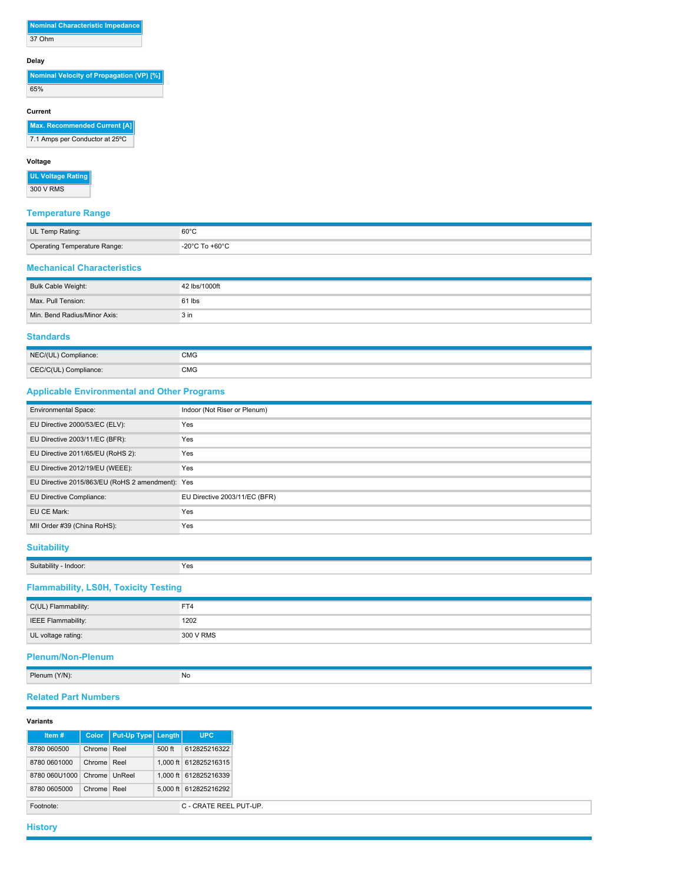| Nominal Characteristic Impedance |
| --- |
| 37 Ohm |

#### Delay

| Nominal Velocity of Propagation (VP) [%] |
| --- |
| 65% |

#### Current

| Max. Recommended Current [A] |
| --- |
| 7.1 Amps per Conductor at 25ºC |

#### Voltage

| UL Voltage Rating |
| --- |
| 300 V RMS |

## Temperature Range

| | |
| --- | --- |
| UL Temp Rating: | 60°C |
| Operating Temperature Range: | -20°C To +60°C |

## Mechanical Characteristics

| | |
| --- | --- |
| Bulk Cable Weight: | 42 lbs/1000ft |
| Max. Pull Tension: | 61 lbs |
| Min. Bend Radius/Minor Axis: | 3 in |

## Standards

| | |
| --- | --- |
| NEC/(UL) Compliance: | CMG |
| CEC/C(UL) Compliance: | CMG |

## Applicable Environmental and Other Programs

| | |
| --- | --- |
| Environmental Space: | Indoor (Not Riser or Plenum) |
| EU Directive 2000/53/EC (ELV): | Yes |
| EU Directive 2003/11/EC (BFR): | Yes |
| EU Directive 2011/65/EU (RoHS 2): | Yes |
| EU Directive 2012/19/EU (WEEE): | Yes |
| EU Directive 2015/863/EU (RoHS 2 amendment): | Yes |
| EU Directive Compliance: | EU Directive 2003/11/EC (BFR) |
| EU CE Mark: | Yes |
| MII Order #39 (China RoHS): | Yes |

## Suitability

| | |
| --- | --- |
| Suitability - Indoor: | Yes |

## Flammability, LS0H, Toxicity Testing

| | |
| --- | --- |
| C(UL) Flammability: | FT4 |
| IEEE Flammability: | 1202 |
| UL voltage rating: | 300 V RMS |

## Plenum/Non-Plenum

| | |
| --- | --- |
| Plenum (Y/N): | No |

## Related Part Numbers

#### Variants

| Item # | Color | Put-Up Type | Length | UPC |
| --- | --- | --- | --- | --- |
| 8780 060500 | Chrome | Reel | 500 ft | 612825216322 |
| 8780 0601000 | Chrome | Reel | 1,000 ft | 612825216315 |
| 8780 060U1000 | Chrome | UnReel | 1,000 ft | 612825216339 |
| 8780 0605000 | Chrome | Reel | 5,000 ft | 612825216292 |

| | |
| --- | --- |
| Footnote: | C - CRATE REEL PUT-UP. |

## History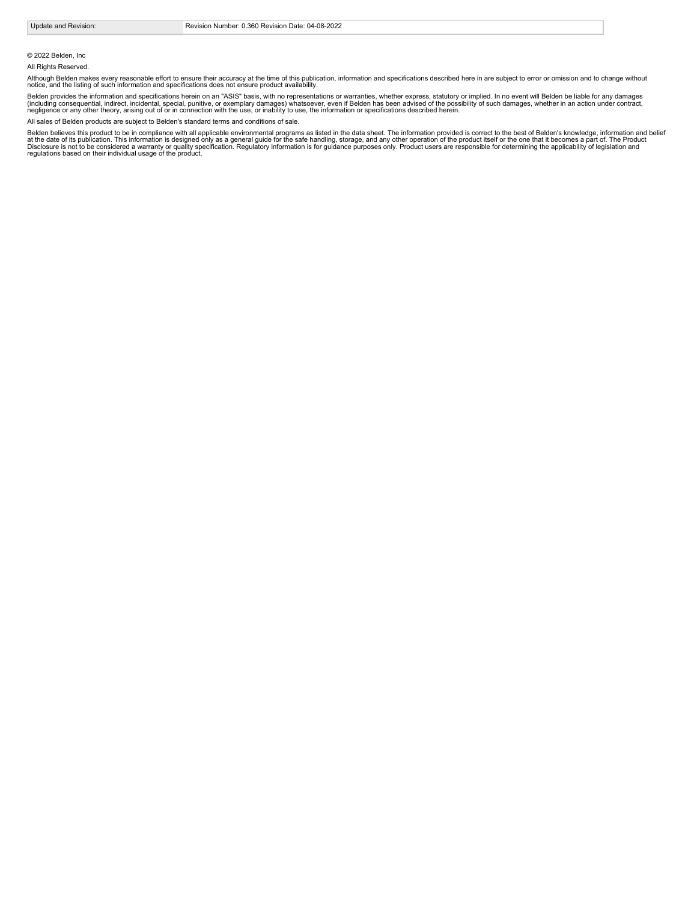| | |
| --- | --- |
| Update and Revision: | Revision Number: 0.360 Revision Date: 04-08-2022 |

© 2022 Belden, Inc

All Rights Reserved.

Although Belden makes every reasonable effort to ensure their accuracy at the time of this publication, information and specifications described here in are subject to error or omission and to change without notice, and the listing of such information and specifications does not ensure product availability.

Belden provides the information and specifications herein on an "ASIS" basis, with no representations or warranties, whether express, statutory or implied. In no event will Belden be liable for any damages (including consequential, indirect, incidental, special, punitive, or exemplary damages) whatsoever, even if Belden has been advised of the possibility of such damages, whether in an action under contract, negligence or any other theory, arising out of or in connection with the use, or inability to use, the information or specifications described herein.

All sales of Belden products are subject to Belden's standard terms and conditions of sale.

Belden believes this product to be in compliance with all applicable environmental programs as listed in the data sheet. The information provided is correct to the best of Belden's knowledge, information and belief at the date of its publication. This information is designed only as a general guide for the safe handling, storage, and any other operation of the product itself or the one that it becomes a part of. The Product Disclosure is not to be considered a warranty or quality specification. Regulatory information is for guidance purposes only. Product users are responsible for determining the applicability of legislation and regulations based on their individual usage of the product.